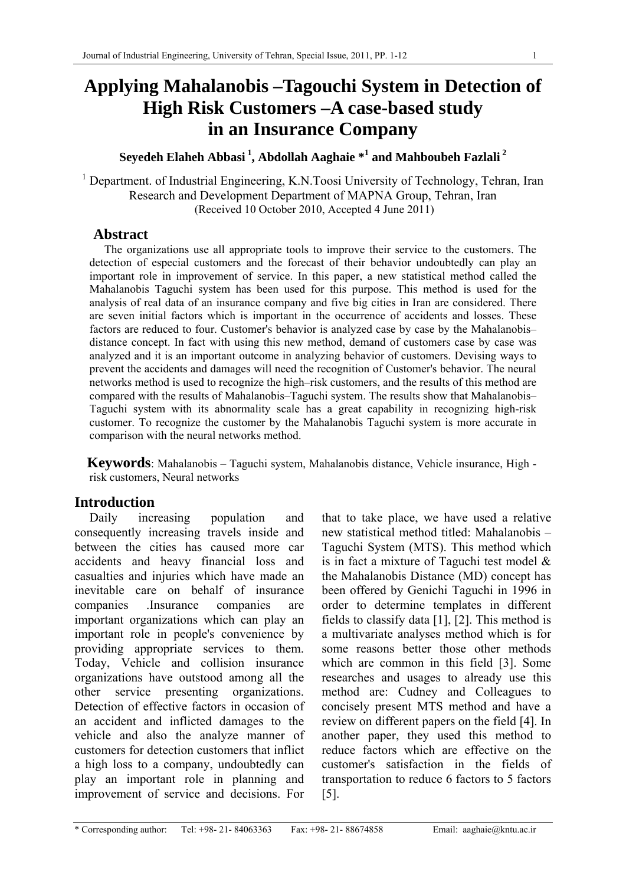# Applying Mahalanobis –Tagouchi System in Detection of High Risk Customers –A case-based study in an Insurance Company

**Seyedeh Elaheh Abbasi [1], Abdollah Aaghaie *[1] and Mahboubeh Fazlali [2]**

[1] Department. of Industrial Engineering, K.N.Toosi University of Technology, Tehran, Iran
Research and Development Department of MAPNA Group, Tehran, Iran
(Received 10 October 2010, Accepted 4 June 2011)

## Abstract

The organizations use all appropriate tools to improve their service to the customers. The detection of especial customers and the forecast of their behavior undoubtedly can play an important role in improvement of service. In this paper, a new statistical method called the Mahalanobis Taguchi system has been used for this purpose. This method is used for the analysis of real data of an insurance company and five big cities in Iran are considered. There are seven initial factors which is important in the occurrence of accidents and losses. These factors are reduced to four. Customer's behavior is analyzed case by case by the Mahalanobis–distance concept. In fact with using this new method, demand of customers case by case was analyzed and it is an important outcome in analyzing behavior of customers. Devising ways to prevent the accidents and damages will need the recognition of Customer's behavior. The neural networks method is used to recognize the high–risk customers, and the results of this method are compared with the results of Mahalanobis–Taguchi system. The results show that Mahalanobis–Taguchi system with its abnormality scale has a great capability in recognizing high-risk customer. To recognize the customer by the Mahalanobis Taguchi system is more accurate in comparison with the neural networks method.

**Keywords**: Mahalanobis – Taguchi system, Mahalanobis distance, Vehicle insurance, High - risk customers, Neural networks

## Introduction

Daily increasing population and consequently increasing travels inside and between the cities has caused more car accidents and heavy financial loss and casualties and injuries which have made an inevitable care on behalf of insurance companies .Insurance companies are important organizations which can play an important role in people's convenience by providing appropriate services to them. Today, Vehicle and collision insurance organizations have outstood among all the other service presenting organizations. Detection of effective factors in occasion of an accident and inflicted damages to the vehicle and also the analyze manner of customers for detection customers that inflict a high loss to a company, undoubtedly can play an important role in planning and improvement of service and decisions. For that to take place, we have used a relative new statistical method titled: Mahalanobis – Taguchi System (MTS). This method which is in fact a mixture of Taguchi test model & the Mahalanobis Distance (MD) concept has been offered by Genichi Taguchi in 1996 in order to determine templates in different fields to classify data [1], [2]. This method is a multivariate analyses method which is for some reasons better those other methods which are common in this field [3]. Some researches and usages to already use this method are: Cudney and Colleagues to concisely present MTS method and have a review on different papers on the field [4]. In another paper, they used this method to reduce factors which are effective on the customer's satisfaction in the fields of transportation to reduce 6 factors to 5 factors [5].

* Corresponding author: Tel: +98- 21- 84063363 Fax: +98- 21- 88674858 Email: aaghaie@kntu.ac.ir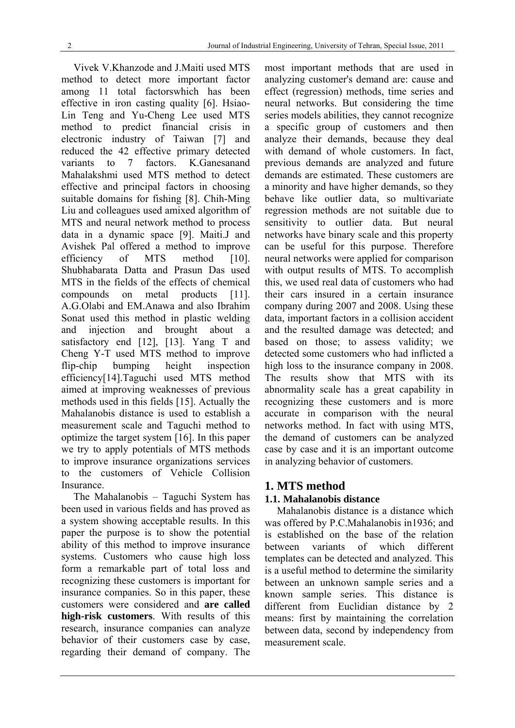Vivek V.Khanzode and J.Maiti used MTS method to detect more important factor among 11 total factorswhich has been effective in iron casting quality [6]. Hsiao-Lin Teng and Yu-Cheng Lee used MTS method to predict financial crisis in electronic industry of Taiwan [7] and reduced the 42 effective primary detected variants to 7 factors. K.Ganesanand Mahalakshmi used MTS method to detect effective and principal factors in choosing suitable domains for fishing [8]. Chih-Ming Liu and colleagues used amixed algorithm of MTS and neural network method to process data in a dynamic space [9]. Maiti.J and Avishek Pal offered a method to improve efficiency of MTS method [10]. Shubhabarata Datta and Prasun Das used MTS in the fields of the effects of chemical compounds on metal products [11]. A.G.Olabi and EM.Anawa and also Ibrahim Sonat used this method in plastic welding and injection and brought about a satisfactory end [12], [13]. Yang T and Cheng Y-T used MTS method to improve flip-chip bumping height inspection efficiency[14].Taguchi used MTS method aimed at improving weaknesses of previous methods used in this fields [15]. Actually the Mahalanobis distance is used to establish a measurement scale and Taguchi method to optimize the target system [16]. In this paper we try to apply potentials of MTS methods to improve insurance organizations services to the customers of Vehicle Collision Insurance.

The Mahalanobis – Taguchi System has been used in various fields and has proved as a system showing acceptable results. In this paper the purpose is to show the potential ability of this method to improve insurance systems. Customers who cause high loss form a remarkable part of total loss and recognizing these customers is important for insurance companies. So in this paper, these customers were considered and **are called high-risk customers**. With results of this research, insurance companies can analyze behavior of their customers case by case, regarding their demand of company. The most important methods that are used in analyzing customer's demand are: cause and effect (regression) methods, time series and neural networks. But considering the time series models abilities, they cannot recognize a specific group of customers and then analyze their demands, because they deal with demand of whole customers. In fact, previous demands are analyzed and future demands are estimated. These customers are a minority and have higher demands, so they behave like outlier data, so multivariate regression methods are not suitable due to sensitivity to outlier data. But neural networks have binary scale and this property can be useful for this purpose. Therefore neural networks were applied for comparison with output results of MTS. To accomplish this, we used real data of customers who had their cars insured in a certain insurance company during 2007 and 2008. Using these data, important factors in a collision accident and the resulted damage was detected; and based on those; to assess validity; we detected some customers who had inflicted a high loss to the insurance company in 2008. The results show that MTS with its abnormality scale has a great capability in recognizing these customers and is more accurate in comparison with the neural networks method. In fact with using MTS, the demand of customers can be analyzed case by case and it is an important outcome in analyzing behavior of customers.

# 1. MTS method

## 1.1. Mahalanobis distance

Mahalanobis distance is a distance which was offered by P.C.Mahalanobis in1936; and is established on the base of the relation between variants of which different templates can be detected and analyzed. This is a useful method to determine the similarity between an unknown sample series and a known sample series. This distance is different from Euclidian distance by 2 means: first by maintaining the correlation between data, second by independency from measurement scale.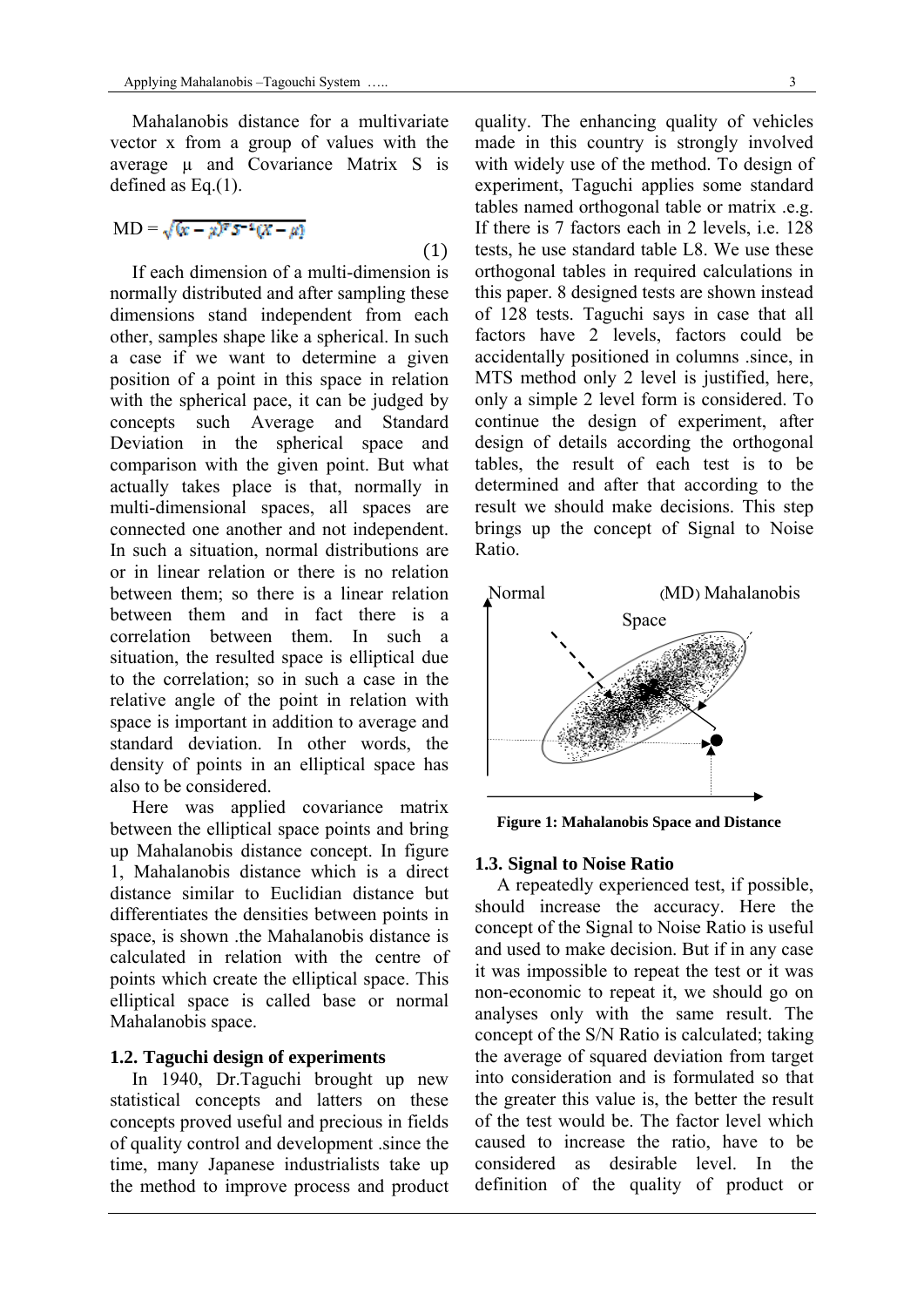Mahalanobis distance for a multivariate vector x from a group of values with the average μ and Covariance Matrix S is defined as Eq.(1).

$$MD = \sqrt{(x-\mu)^T S^{-1} (X-\mu)} \quad (1)$$

If each dimension of a multi-dimension is normally distributed and after sampling these dimensions stand independent from each other, samples shape like a spherical. In such a case if we want to determine a given position of a point in this space in relation with the spherical pace, it can be judged by concepts such Average and Standard Deviation in the spherical space and comparison with the given point. But what actually takes place is that, normally in multi-dimensional spaces, all spaces are connected one another and not independent. In such a situation, normal distributions are or in linear relation or there is no relation between them; so there is a linear relation between them and in fact there is a correlation between them. In such a situation, the resulted space is elliptical due to the correlation; so in such a case in the relative angle of the point in relation with space is important in addition to average and standard deviation. In other words, the density of points in an elliptical space has also to be considered.

Here was applied covariance matrix between the elliptical space points and bring up Mahalanobis distance concept. In figure 1, Mahalanobis distance which is a direct distance similar to Euclidian distance but differentiates the densities between points in space, is shown .the Mahalanobis distance is calculated in relation with the centre of points which create the elliptical space. This elliptical space is called base or normal Mahalanobis space.

### 1.2. Taguchi design of experiments

In 1940, Dr.Taguchi brought up new statistical concepts and latters on these concepts proved useful and precious in fields of quality control and development .since the time, many Japanese industrialists take up the method to improve process and product quality. The enhancing quality of vehicles made in this country is strongly involved with widely use of the method. To design of experiment, Taguchi applies some standard tables named orthogonal table or matrix .e.g. If there is 7 factors each in 2 levels, i.e. 128 tests, he use standard table L8. We use these orthogonal tables in required calculations in this paper. 8 designed tests are shown instead of 128 tests. Taguchi says in case that all factors have 2 levels, factors could be accidentally positioned in columns .since, in MTS method only 2 level is justified, here, only a simple 2 level form is considered. To continue the design of experiment, after design of details according the orthogonal tables, the result of each test is to be determined and after that according to the result we should make decisions. This step brings up the concept of Signal to Noise Ratio.

Normal (MD) Mahalanobis Space

**Figure 1: Mahalanobis Space and Distance**

### 1.3. Signal to Noise Ratio

A repeatedly experienced test, if possible, should increase the accuracy. Here the concept of the Signal to Noise Ratio is useful and used to make decision. But if in any case it was impossible to repeat the test or it was non-economic to repeat it, we should go on analyses only with the same result. The concept of the S/N Ratio is calculated; taking the average of squared deviation from target into consideration and is formulated so that the greater this value is, the better the result of the test would be. The factor level which caused to increase the ratio, have to be considered as desirable level. In the definition of the quality of product or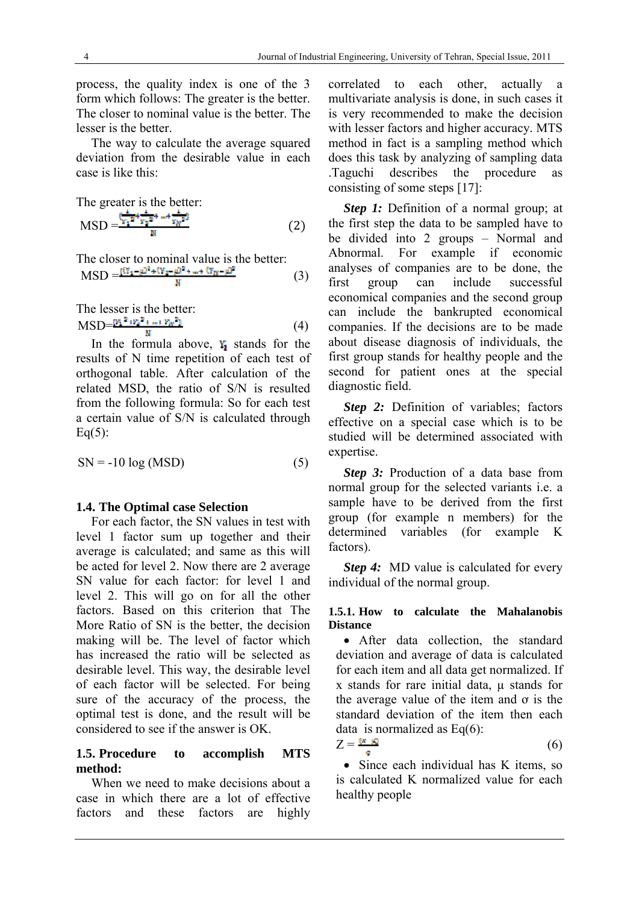process, the quality index is one of the 3 form which follows: The greater is the better. The closer to nominal value is the better. The lesser is the better.

The way to calculate the average squared deviation from the desirable value in each case is like this:

The greater is the better:

$$MSD = \frac{\left(\frac{1}{Y_1^2}+\frac{1}{Y_2^2}+\dots+\frac{1}{Y_N^2}\right)}{N} \tag{2}$$

The closer to nominal value is the better:

$$MSD = \frac{\left[(Y_1-\mu)^2+(Y_2-\mu)^2+\dots+(Y_N-\mu)^2\right]}{N} \tag{3}$$

The lesser is the better:

$$MSD = \frac{\left(Y_1^2+Y_2^2+\dots+Y_N^2\right)}{N} \tag{4}$$

In the formula above, $Y_i$ stands for the results of N time repetition of each test of orthogonal table. After calculation of the related MSD, the ratio of S/N is resulted from the following formula: So for each test a certain value of S/N is calculated through Eq(5):

$$SN = -10 \log (MSD) \tag{5}$$

### 1.4. The Optimal case Selection

For each factor, the SN values in test with level 1 factor sum up together and their average is calculated; and same as this will be acted for level 2. Now there are 2 average SN value for each factor: for level 1 and level 2. This will go on for all the other factors. Based on this criterion that The More Ratio of SN is the better, the decision making will be. The level of factor which has increased the ratio will be selected as desirable level. This way, the desirable level of each factor will be selected. For being sure of the accuracy of the process, the optimal test is done, and the result will be considered to see if the answer is OK.

### 1.5. Procedure to accomplish MTS method:

When we need to make decisions about a case in which there are a lot of effective factors and these factors are highly correlated to each other, actually a multivariate analysis is done, in such cases it is very recommended to make the decision with lesser factors and higher accuracy. MTS method in fact is a sampling method which does this task by analyzing of sampling data .Taguchi describes the procedure as consisting of some steps [17]:

***Step 1:*** Definition of a normal group; at the first step the data to be sampled have to be divided into 2 groups – Normal and Abnormal. For example if economic analyses of companies are to be done, the first group can include successful economical companies and the second group can include the bankrupted economical companies. If the decisions are to be made about disease diagnosis of individuals, the first group stands for healthy people and the second for patient ones at the special diagnostic field.

***Step 2:*** Definition of variables; factors effective on a special case which is to be studied will be determined associated with expertise.

***Step 3:*** Production of a data base from normal group for the selected variants i.e. a sample have to be derived from the first group (for example n members) for the determined variables (for example K factors).

***Step 4:*** MD value is calculated for every individual of the normal group.

#### 1.5.1. How to calculate the Mahalanobis Distance

- After data collection, the standard deviation and average of data is calculated for each item and all data get normalized. If x stands for rare initial data, μ stands for the average value of the item and σ is the standard deviation of the item then each data is normalized as Eq(6):

$$Z = \frac{x-\mu}{\sigma} \tag{6}$$

- Since each individual has K items, so is calculated K normalized value for each healthy people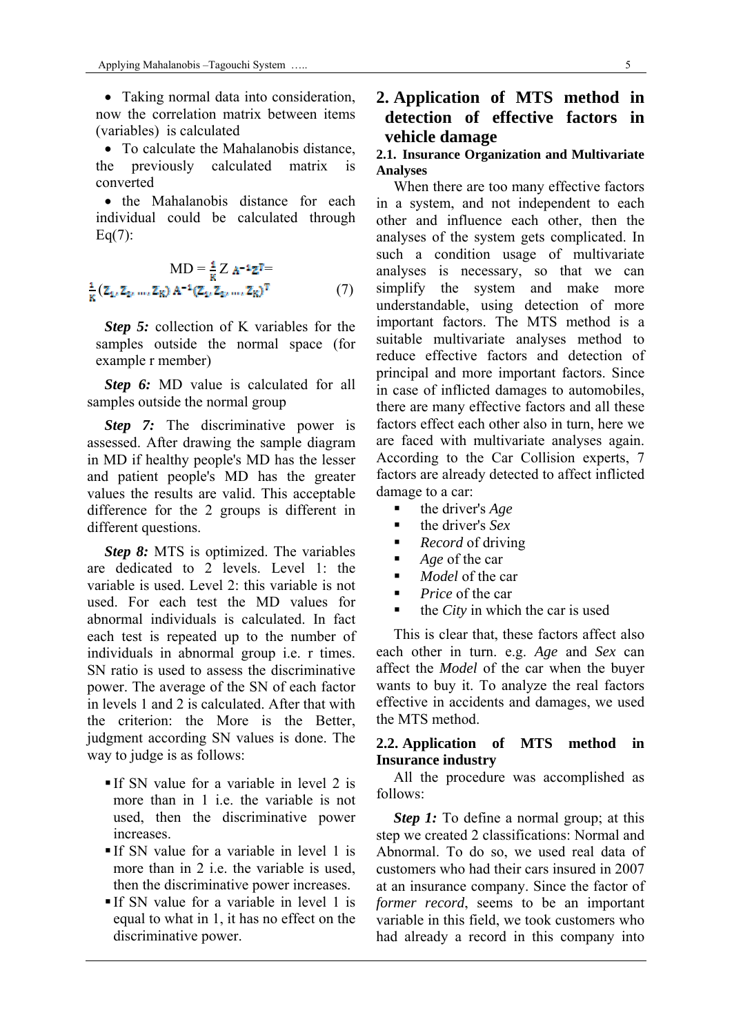- Taking normal data into consideration, now the correlation matrix between items (variables) is calculated
- To calculate the Mahalanobis distance, the previously calculated matrix is converted
- the Mahalanobis distance for each individual could be calculated through Eq(7):

$$MD = \frac{1}{K} Z A^{-1} Z^T = \frac{1}{K} (Z_1, Z_2, \ldots, Z_K) A^{-1} (Z_1, Z_2, \ldots, Z_K)^T \quad (7)$$

***Step 5:*** collection of K variables for the samples outside the normal space (for example r member)

***Step 6:*** MD value is calculated for all samples outside the normal group

***Step 7:*** The discriminative power is assessed. After drawing the sample diagram in MD if healthy people's MD has the lesser and patient people's MD has the greater values the results are valid. This acceptable difference for the 2 groups is different in different questions.

***Step 8:*** MTS is optimized. The variables are dedicated to 2 levels. Level 1: the variable is used. Level 2: this variable is not used. For each test the MD values for abnormal individuals is calculated. In fact each test is repeated up to the number of individuals in abnormal group i.e. r times. SN ratio is used to assess the discriminative power. The average of the SN of each factor in levels 1 and 2 is calculated. After that with the criterion: the More is the Better, judgment according SN values is done. The way to judge is as follows:

- If SN value for a variable in level 2 is more than in 1 i.e. the variable is not used, then the discriminative power increases.
- If SN value for a variable in level 1 is more than in 2 i.e. the variable is used, then the discriminative power increases.
- If SN value for a variable in level 1 is equal to what in 1, it has no effect on the discriminative power.

## 2. Application of MTS method in detection of effective factors in vehicle damage

### 2.1. Insurance Organization and Multivariate Analyses

When there are too many effective factors in a system, and not independent to each other and influence each other, then the analyses of the system gets complicated. In such a condition usage of multivariate analyses is necessary, so that we can simplify the system and make more understandable, using detection of more important factors. The MTS method is a suitable multivariate analyses method to reduce effective factors and detection of principal and more important factors. Since in case of inflicted damages to automobiles, there are many effective factors and all these factors effect each other also in turn, here we are faced with multivariate analyses again. According to the Car Collision experts, 7 factors are already detected to affect inflicted damage to a car:

- the driver's *Age*
- the driver's *Sex*
- *Record* of driving
- *Age* of the car
- *Model* of the car
- *Price* of the car
- the *City* in which the car is used

This is clear that, these factors affect also each other in turn. e.g. *Age* and *Sex* can affect the *Model* of the car when the buyer wants to buy it. To analyze the real factors effective in accidents and damages, we used the MTS method.

### 2.2. Application of MTS method in Insurance industry

All the procedure was accomplished as follows:

***Step 1:*** To define a normal group; at this step we created 2 classifications: Normal and Abnormal. To do so, we used real data of customers who had their cars insured in 2007 at an insurance company. Since the factor of *former record*, seems to be an important variable in this field, we took customers who had already a record in this company into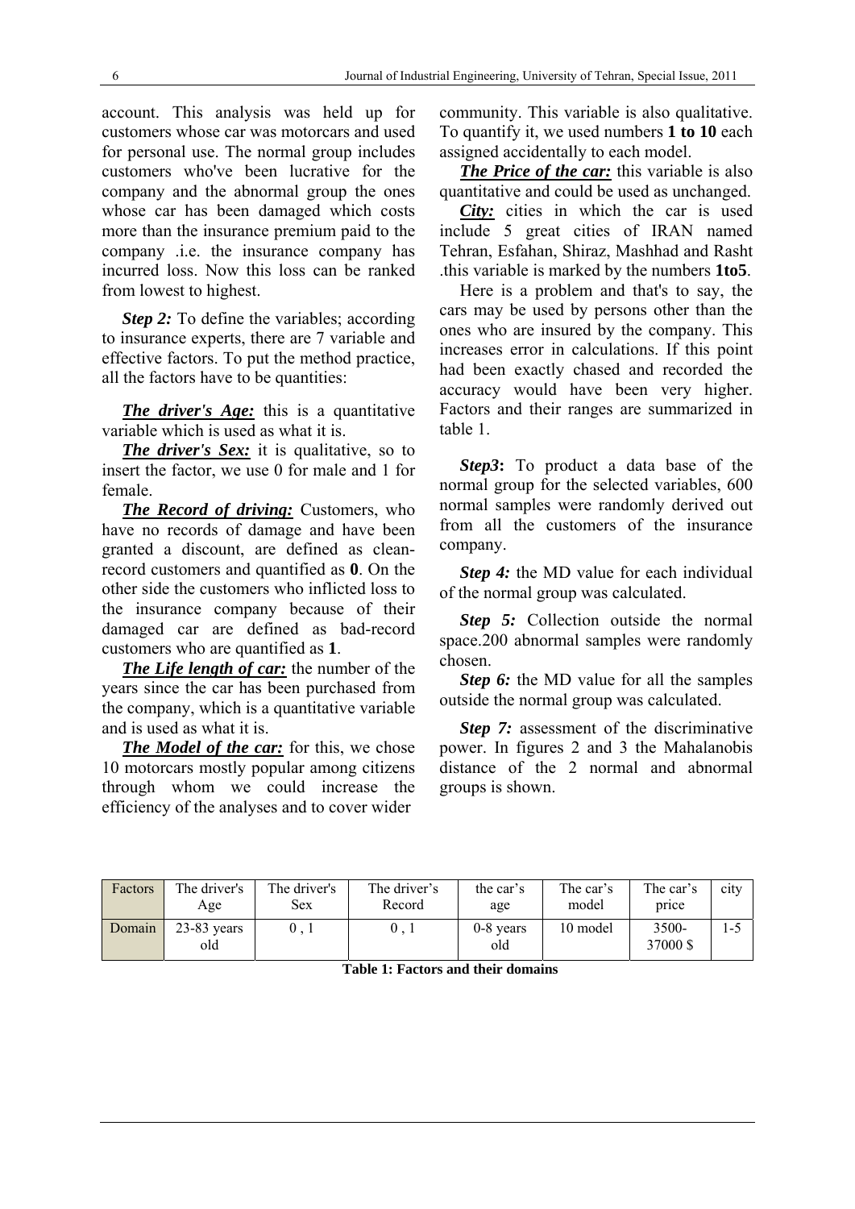account. This analysis was held up for customers whose car was motorcars and used for personal use. The normal group includes customers who've been lucrative for the company and the abnormal group the ones whose car has been damaged which costs more than the insurance premium paid to the company .i.e. the insurance company has incurred loss. Now this loss can be ranked from lowest to highest.

***Step 2:*** To define the variables; according to insurance experts, there are 7 variable and effective factors. To put the method practice, all the factors have to be quantities:

***The driver's Age:*** this is a quantitative variable which is used as what it is.

***The driver's Sex:*** it is qualitative, so to insert the factor, we use 0 for male and 1 for female.

***The Record of driving:*** Customers, who have no records of damage and have been granted a discount, are defined as clean-record customers and quantified as **0**. On the other side the customers who inflicted loss to the insurance company because of their damaged car are defined as bad-record customers who are quantified as **1**.

***The Life length of car:*** the number of the years since the car has been purchased from the company, which is a quantitative variable and is used as what it is.

***The Model of the car:*** for this, we chose 10 motorcars mostly popular among citizens through whom we could increase the efficiency of the analyses and to cover wider community. This variable is also qualitative. To quantify it, we used numbers **1 to 10** each assigned accidentally to each model.

***The Price of the car:*** this variable is also quantitative and could be used as unchanged.

***City:*** cities in which the car is used include 5 great cities of IRAN named Tehran, Esfahan, Shiraz, Mashhad and Rasht .this variable is marked by the numbers **1to5**.

Here is a problem and that's to say, the cars may be used by persons other than the ones who are insured by the company. This increases error in calculations. If this point had been exactly chased and recorded the accuracy would have been very higher. Factors and their ranges are summarized in table 1.

***Step3*:** To product a data base of the normal group for the selected variables, 600 normal samples were randomly derived out from all the customers of the insurance company.

***Step 4:*** the MD value for each individual of the normal group was calculated.

***Step 5:*** Collection outside the normal space.200 abnormal samples were randomly chosen.

***Step 6:*** the MD value for all the samples outside the normal group was calculated.

***Step 7:*** assessment of the discriminative power. In figures 2 and 3 the Mahalanobis distance of the 2 normal and abnormal groups is shown.

| Factors | The driver's Age | The driver's Sex | The driver's Record | the car's age | The car's model | The car's price | city |
|---|---|---|---|---|---|---|---|
| Domain | 23-83 years old | 0 , 1 | 0 , 1 | 0-8 years old | 10 model | 3500-37000 $ | 1-5 |

**Table 1: Factors and their domains**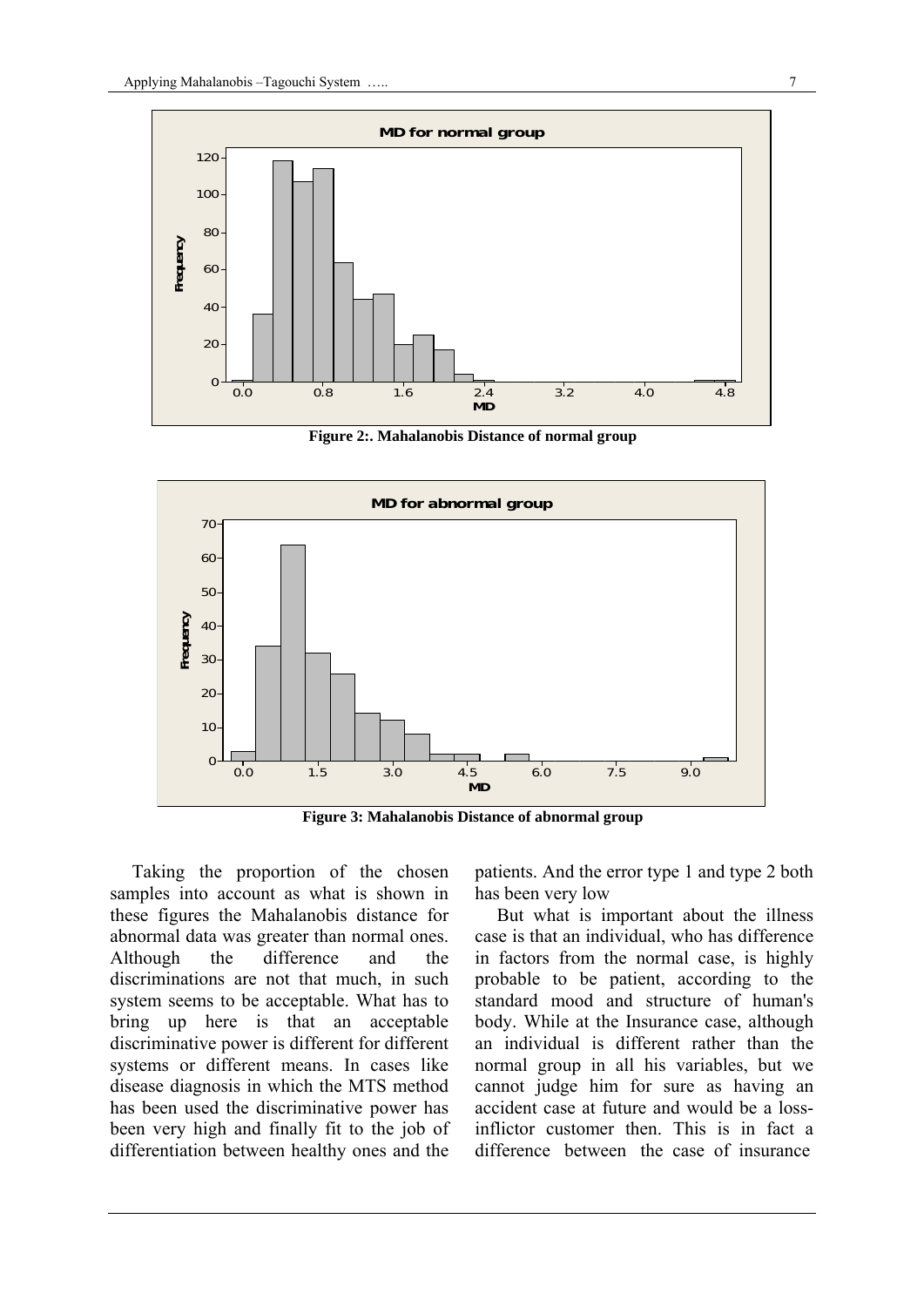Figure 2:. Mahalanobis Distance of normal group

Figure 3: Mahalanobis Distance of abnormal group

Taking the proportion of the chosen samples into account as what is shown in these figures the Mahalanobis distance for abnormal data was greater than normal ones. Although the difference and the discriminations are not that much, in such system seems to be acceptable. What has to bring up here is that an acceptable discriminative power is different for different systems or different means. In cases like disease diagnosis in which the MTS method has been used the discriminative power has been very high and finally fit to the job of differentiation between healthy ones and the patients. And the error type 1 and type 2 both has been very low

But what is important about the illness case is that an individual, who has difference in factors from the normal case, is highly probable to be patient, according to the standard mood and structure of human's body. While at the Insurance case, although an individual is different rather than the normal group in all his variables, but we cannot judge him for sure as having an accident case at future and would be a loss-inflictor customer then. This is in fact a difference between the case of insurance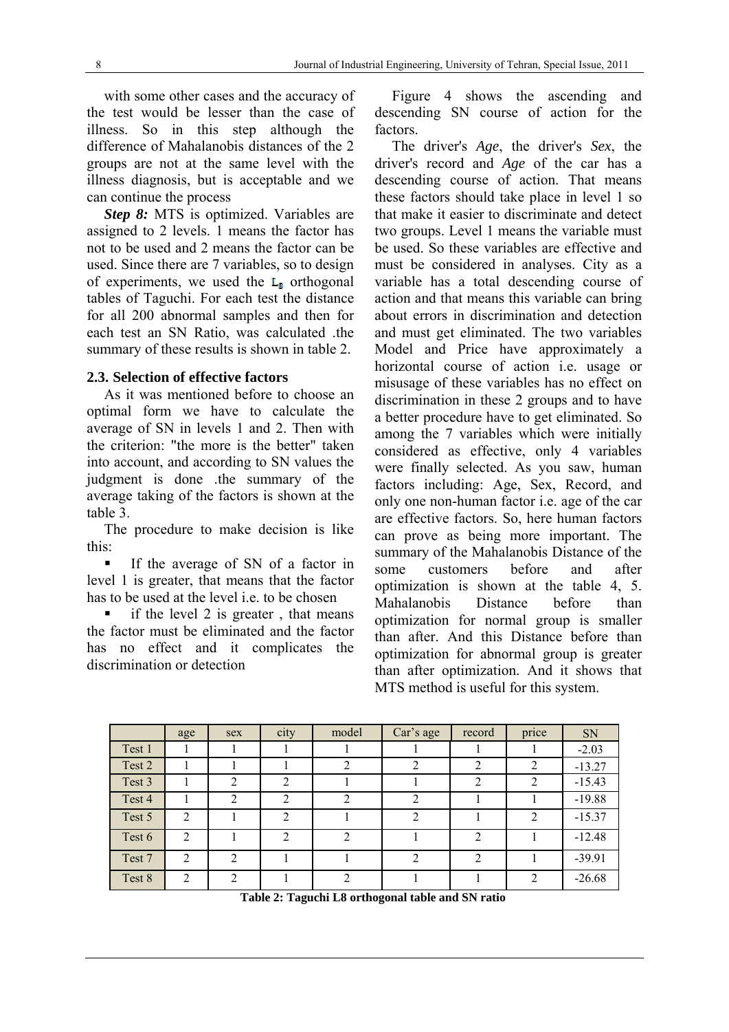with some other cases and the accuracy of the test would be lesser than the case of illness. So in this step although the difference of Mahalanobis distances of the 2 groups are not at the same level with the illness diagnosis, but is acceptable and we can continue the process

***Step 8:*** MTS is optimized. Variables are assigned to 2 levels. 1 means the factor has not to be used and 2 means the factor can be used. Since there are 7 variables, so to design of experiments, we used the $L_8$ orthogonal tables of Taguchi. For each test the distance for all 200 abnormal samples and then for each test an SN Ratio, was calculated .the summary of these results is shown in table 2.

### 2.3. Selection of effective factors

As it was mentioned before to choose an optimal form we have to calculate the average of SN in levels 1 and 2. Then with the criterion: "the more is the better" taken into account, and according to SN values the judgment is done .the summary of the average taking of the factors is shown at the table 3.

The procedure to make decision is like this:

- If the average of SN of a factor in level 1 is greater, that means that the factor has to be used at the level i.e. to be chosen
- if the level 2 is greater , that means the factor must be eliminated and the factor has no effect and it complicates the discrimination or detection

Figure 4 shows the ascending and descending SN course of action for the factors.

The driver's *Age*, the driver's *Sex*, the driver's record and *Age* of the car has a descending course of action. That means these factors should take place in level 1 so that make it easier to discriminate and detect two groups. Level 1 means the variable must be used. So these variables are effective and must be considered in analyses. City as a variable has a total descending course of action and that means this variable can bring about errors in discrimination and detection and must get eliminated. The two variables Model and Price have approximately a horizontal course of action i.e. usage or misusage of these variables has no effect on discrimination in these 2 groups and to have a better procedure have to get eliminated. So among the 7 variables which were initially considered as effective, only 4 variables were finally selected. As you saw, human factors including: Age, Sex, Record, and only one non-human factor i.e. age of the car are effective factors. So, here human factors can prove as being more important. The summary of the Mahalanobis Distance of the some customers before and after optimization is shown at the table 4, 5. Mahalanobis Distance before than optimization for normal group is smaller than after. And this Distance before than optimization for abnormal group is greater than after optimization. And it shows that MTS method is useful for this system.

| | age | sex | city | model | Car's age | record | price | SN |
|---|---|---|---|---|---|---|---|---|
| Test 1 | 1 | 1 | 1 | 1 | 1 | 1 | 1 | -2.03 |
| Test 2 | 1 | 1 | 1 | 2 | 2 | 2 | 2 | -13.27 |
| Test 3 | 1 | 2 | 2 | 1 | 1 | 2 | 2 | -15.43 |
| Test 4 | 1 | 2 | 2 | 2 | 2 | 1 | 1 | -19.88 |
| Test 5 | 2 | 1 | 2 | 1 | 2 | 1 | 2 | -15.37 |
| Test 6 | 2 | 1 | 2 | 2 | 1 | 2 | 1 | -12.48 |
| Test 7 | 2 | 2 | 1 | 1 | 2 | 2 | 1 | -39.91 |
| Test 8 | 2 | 2 | 1 | 2 | 1 | 1 | 2 | -26.68 |

**Table 2: Taguchi L8 orthogonal table and SN ratio**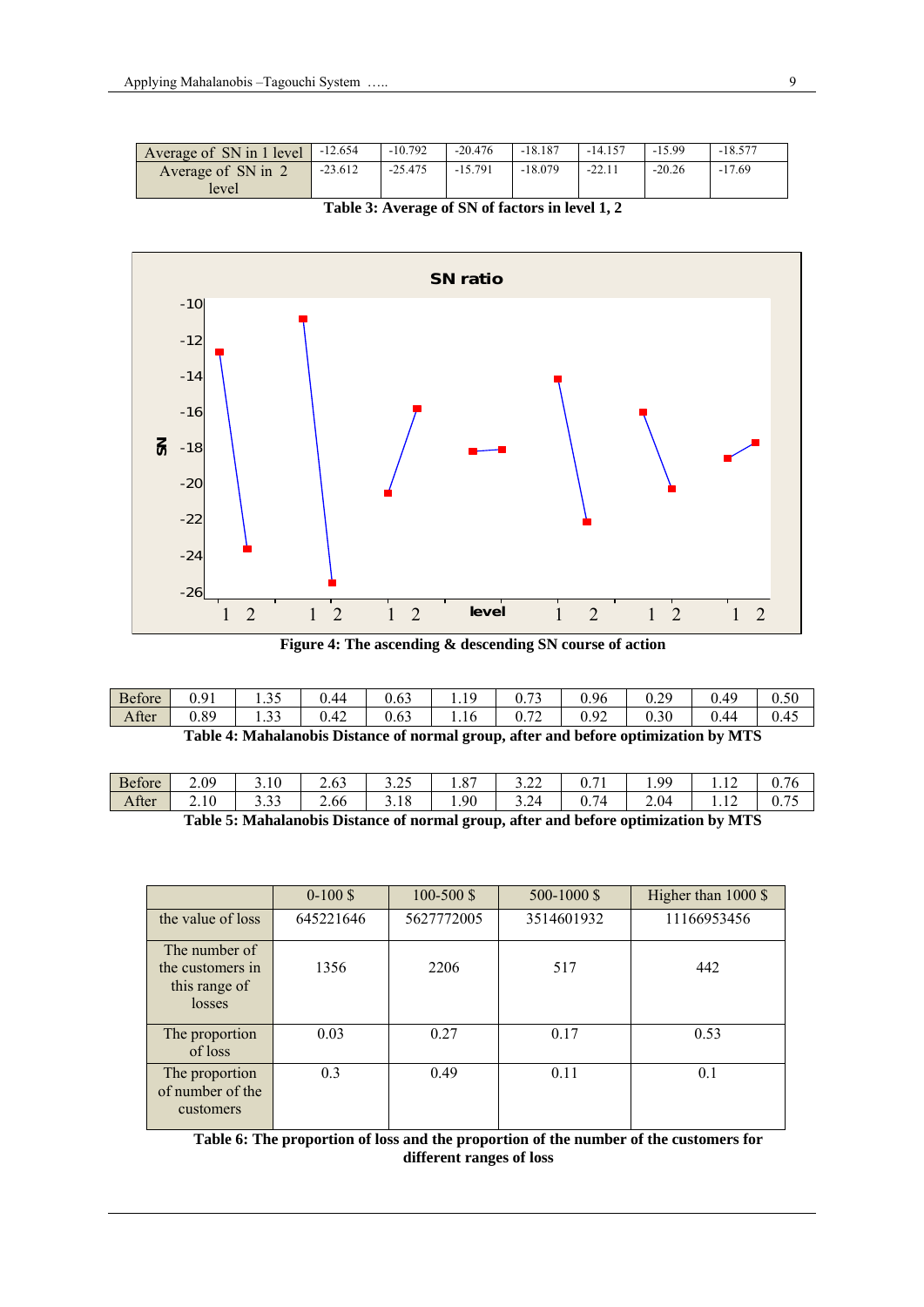| Average of SN in 1 level | -12.654 | -10.792 | -20.476 | -18.187 | -14.157 | -15.99 | -18.577 |
|---|---|---|---|---|---|---|---|
| Average of SN in 2 level | -23.612 | -25.475 | -15.791 | -18.079 | -22.11 | -20.26 | -17.69 |

**Table 3: Average of SN of factors in level 1, 2**

**Figure 4: The ascending & descending SN course of action**

| Before | 0.91 | 1.35 | 0.44 | 0.63 | 1.19 | 0.73 | 0.96 | 0.29 | 0.49 | 0.50 |
|---|---|---|---|---|---|---|---|---|---|---|
| After | 0.89 | 1.33 | 0.42 | 0.63 | 1.16 | 0.72 | 0.92 | 0.30 | 0.44 | 0.45 |

**Table 4: Mahalanobis Distance of normal group, after and before optimization by MTS**

| Before | 2.09 | 3.10 | 2.63 | 3.25 | 1.87 | 3.22 | 0.71 | 1.99 | 1.12 | 0.76 |
|---|---|---|---|---|---|---|---|---|---|---|
| After | 2.10 | 3.33 | 2.66 | 3.18 | 1.90 | 3.24 | 0.74 | 2.04 | 1.12 | 0.75 |

**Table 5: Mahalanobis Distance of normal group, after and before optimization by MTS**

| | 0-100 $ | 100-500 $ | 500-1000 $ | Higher than 1000 $ |
|---|---|---|---|---|
| the value of loss | 645221646 | 5627772005 | 3514601932 | 11166953456 |
| The number of the customers in this range of losses | 1356 | 2206 | 517 | 442 |
| The proportion of loss | 0.03 | 0.27 | 0.17 | 0.53 |
| The proportion of number of the customers | 0.3 | 0.49 | 0.11 | 0.1 |

**Table 6: The proportion of loss and the proportion of the number of the customers for different ranges of loss**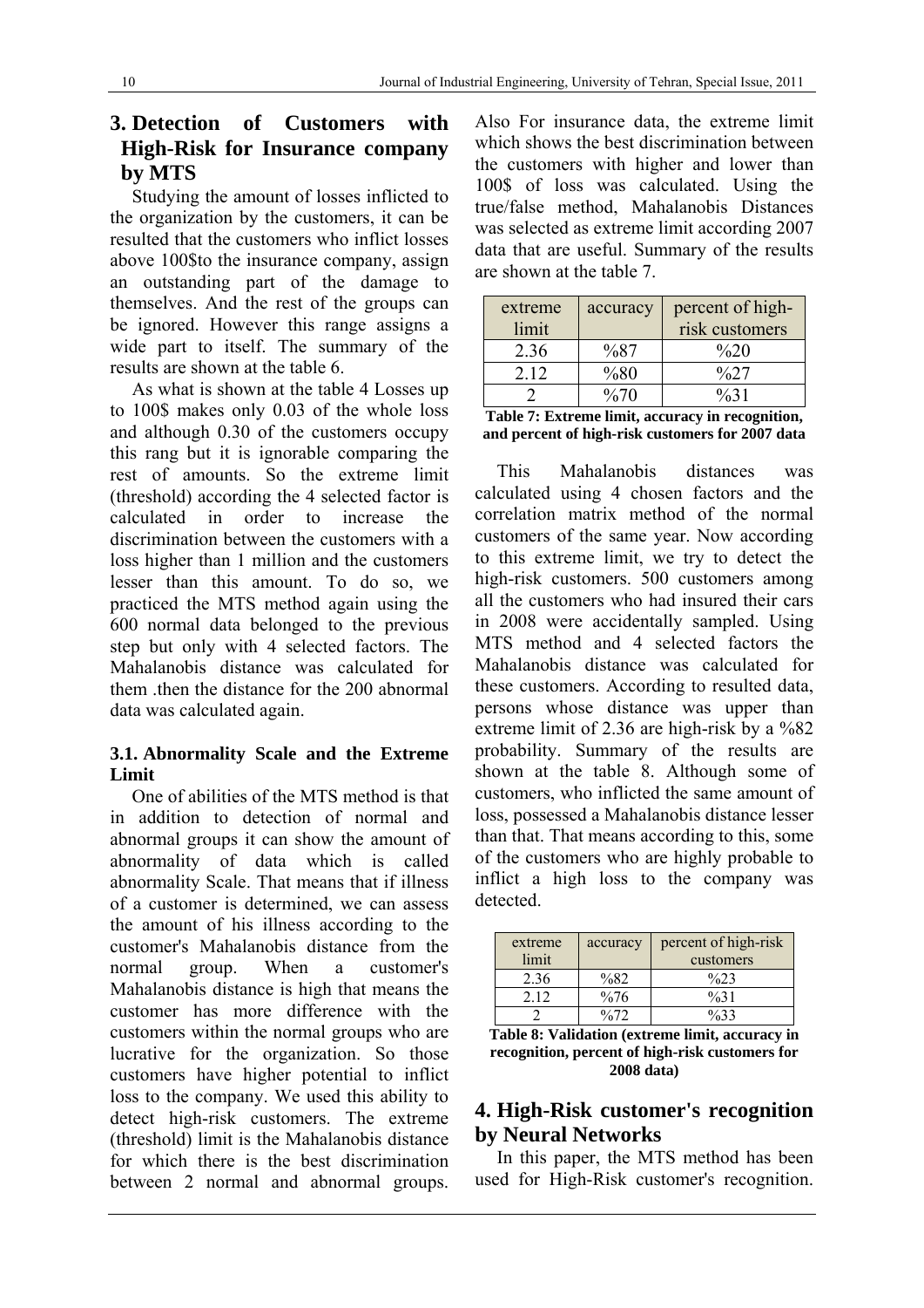## 3. Detection of Customers with High-Risk for Insurance company by MTS

Studying the amount of losses inflicted to the organization by the customers, it can be resulted that the customers who inflict losses above 100$to the insurance company, assign an outstanding part of the damage to themselves. And the rest of the groups can be ignored. However this range assigns a wide part to itself. The summary of the results are shown at the table 6.

As what is shown at the table 4 Losses up to 100$ makes only 0.03 of the whole loss and although 0.30 of the customers occupy this rang but it is ignorable comparing the rest of amounts. So the extreme limit (threshold) according the 4 selected factor is calculated in order to increase the discrimination between the customers with a loss higher than 1 million and the customers lesser than this amount. To do so, we practiced the MTS method again using the 600 normal data belonged to the previous step but only with 4 selected factors. The Mahalanobis distance was calculated for them .then the distance for the 200 abnormal data was calculated again.

### 3.1. Abnormality Scale and the Extreme Limit

One of abilities of the MTS method is that in addition to detection of normal and abnormal groups it can show the amount of abnormality of data which is called abnormality Scale. That means that if illness of a customer is determined, we can assess the amount of his illness according to the customer's Mahalanobis distance from the normal group. When a customer's Mahalanobis distance is high that means the customer has more difference with the customers within the normal groups who are lucrative for the organization. So those customers have higher potential to inflict loss to the company. We used this ability to detect high-risk customers. The extreme (threshold) limit is the Mahalanobis distance for which there is the best discrimination between 2 normal and abnormal groups. Also For insurance data, the extreme limit which shows the best discrimination between the customers with higher and lower than 100$ of loss was calculated. Using the true/false method, Mahalanobis Distances was selected as extreme limit according 2007 data that are useful. Summary of the results are shown at the table 7.

| extreme limit | accuracy | percent of high-risk customers |
|---|---|---|
| 2.36 | %87 | %20 |
| 2.12 | %80 | %27 |
| 2 | %70 | %31 |

**Table 7: Extreme limit, accuracy in recognition, and percent of high-risk customers for 2007 data**

This Mahalanobis distances was calculated using 4 chosen factors and the correlation matrix method of the normal customers of the same year. Now according to this extreme limit, we try to detect the high-risk customers. 500 customers among all the customers who had insured their cars in 2008 were accidentally sampled. Using MTS method and 4 selected factors the Mahalanobis distance was calculated for these customers. According to resulted data, persons whose distance was upper than extreme limit of 2.36 are high-risk by a %82 probability. Summary of the results are shown at the table 8. Although some of customers, who inflicted the same amount of loss, possessed a Mahalanobis distance lesser than that. That means according to this, some of the customers who are highly probable to inflict a high loss to the company was detected.

| extreme limit | accuracy | percent of high-risk customers |
|---|---|---|
| 2.36 | %82 | %23 |
| 2.12 | %76 | %31 |
| 2 | %72 | %33 |

**Table 8: Validation (extreme limit, accuracy in recognition, percent of high-risk customers for 2008 data)**

## 4. High-Risk customer's recognition by Neural Networks

In this paper, the MTS method has been used for High-Risk customer's recognition.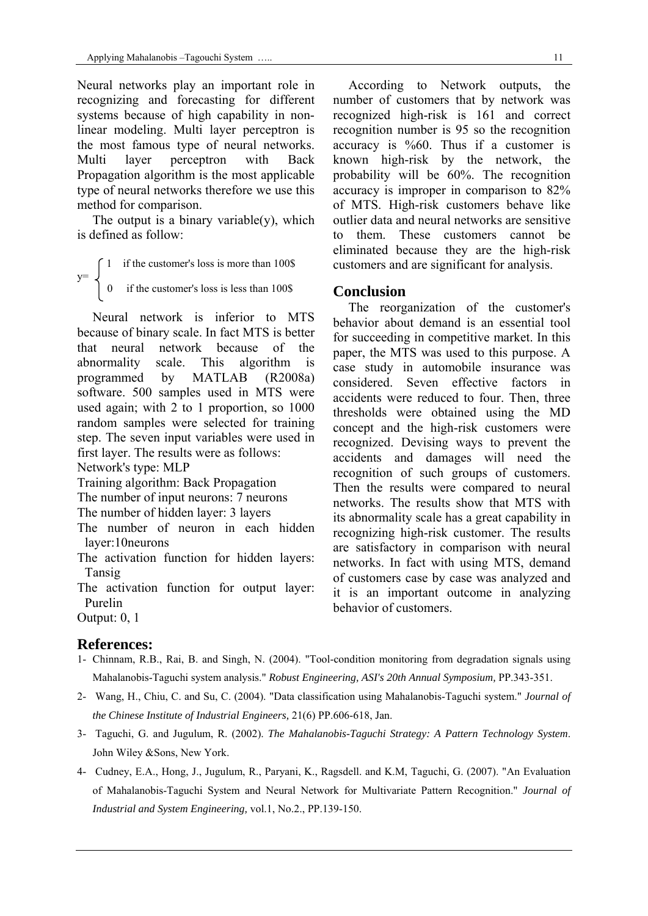Neural networks play an important role in recognizing and forecasting for different systems because of high capability in non-linear modeling. Multi layer perceptron is the most famous type of neural networks. Multi layer perceptron with Back Propagation algorithm is the most applicable type of neural networks therefore we use this method for comparison.

The output is a binary variable(y), which is defined as follow:

$$y=\begin{cases} 1 & \text{if the customer's loss is more than 100\$} \\ 0 & \text{if the customer's loss is less than 100\$} \end{cases}$$

Neural network is inferior to MTS because of binary scale. In fact MTS is better that neural network because of the abnormality scale. This algorithm is programmed by MATLAB (R2008a) software. 500 samples used in MTS were used again; with 2 to 1 proportion, so 1000 random samples were selected for training step. The seven input variables were used in first layer. The results were as follows:

Network's type: MLP  
Training algorithm: Back Propagation  
The number of input neurons: 7 neurons  
The number of hidden layer: 3 layers  
The number of neuron in each hidden layer:10neurons  
The activation function for hidden layers: Tansig  
The activation function for output layer: Purelin  
Output: 0, 1

According to Network outputs, the number of customers that by network was recognized high-risk is 161 and correct recognition number is 95 so the recognition accuracy is %60. Thus if a customer is known high-risk by the network, the probability will be 60%. The recognition accuracy is improper in comparison to 82% of MTS. High-risk customers behave like outlier data and neural networks are sensitive to them. These customers cannot be eliminated because they are the high-risk customers and are significant for analysis.

## Conclusion

The reorganization of the customer's behavior about demand is an essential tool for succeeding in competitive market. In this paper, the MTS was used to this purpose. A case study in automobile insurance was considered. Seven effective factors in accidents were reduced to four. Then, three thresholds were obtained using the MD concept and the high-risk customers were recognized. Devising ways to prevent the accidents and damages will need the recognition of such groups of customers. Then the results were compared to neural networks. The results show that MTS with its abnormality scale has a great capability in recognizing high-risk customer. The results are satisfactory in comparison with neural networks. In fact with using MTS, demand of customers case by case was analyzed and it is an important outcome in analyzing behavior of customers.

## References:

1- Chinnam, R.B., Rai, B. and Singh, N. (2004). "Tool-condition monitoring from degradation signals using Mahalanobis-Taguchi system analysis." *Robust Engineering, ASI's 20th Annual Symposium,* PP.343-351.

2- Wang, H., Chiu, C. and Su, C. (2004). "Data classification using Mahalanobis-Taguchi system." *Journal of the Chinese Institute of Industrial Engineers,* 21(6) PP.606-618, Jan.

3- Taguchi, G. and Jugulum, R. (2002). *The Mahalanobis-Taguchi Strategy: A Pattern Technology System*. John Wiley &Sons, New York.

4- Cudney, E.A., Hong, J., Jugulum, R., Paryani, K., Ragsdell. and K.M, Taguchi, G. (2007). "An Evaluation of Mahalanobis-Taguchi System and Neural Network for Multivariate Pattern Recognition." *Journal of Industrial and System Engineering,* vol.1, No.2., PP.139-150.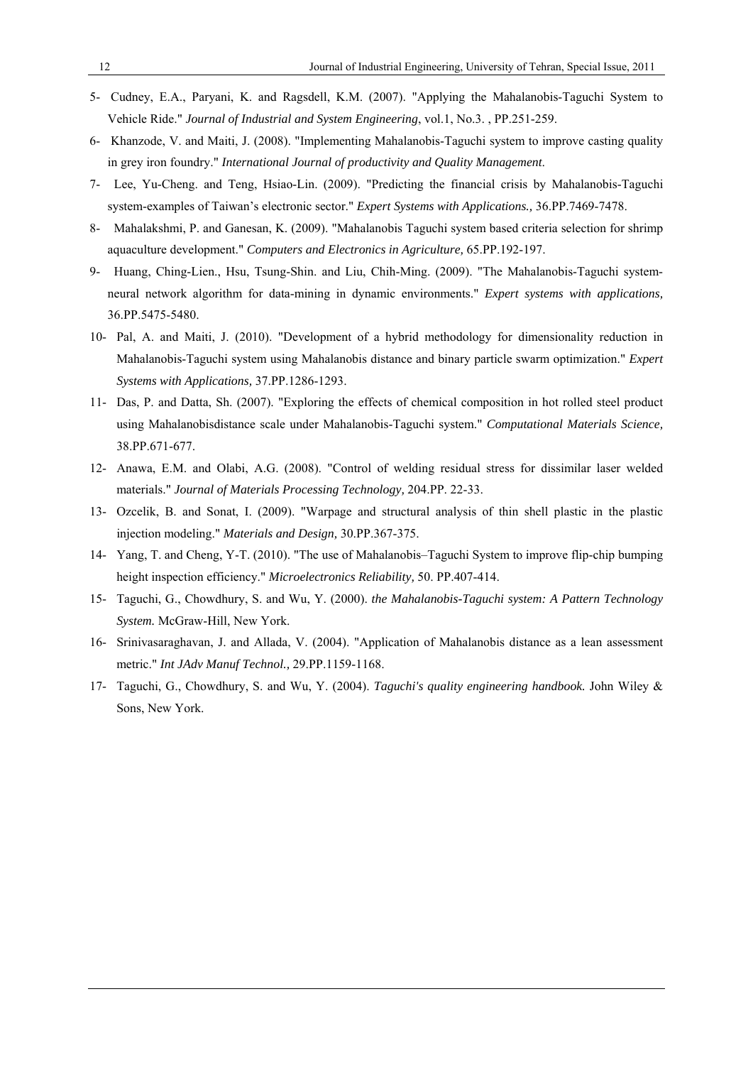5- Cudney, E.A., Paryani, K. and Ragsdell, K.M. (2007). "Applying the Mahalanobis-Taguchi System to Vehicle Ride." *Journal of Industrial and System Engineering*, vol.1, No.3. , PP.251-259.

6- Khanzode, V. and Maiti, J. (2008). "Implementing Mahalanobis-Taguchi system to improve casting quality in grey iron foundry." *International Journal of productivity and Quality Management*.

7- Lee, Yu-Cheng. and Teng, Hsiao-Lin. (2009). "Predicting the financial crisis by Mahalanobis-Taguchi system-examples of Taiwan's electronic sector." *Expert Systems with Applications.,* 36.PP.7469-7478.

8- Mahalakshmi, P. and Ganesan, K. (2009). "Mahalanobis Taguchi system based criteria selection for shrimp aquaculture development." *Computers and Electronics in Agriculture,* 65.PP.192-197.

9- Huang, Ching-Lien., Hsu, Tsung-Shin. and Liu, Chih-Ming. (2009). "The Mahalanobis-Taguchi system-neural network algorithm for data-mining in dynamic environments." *Expert systems with applications,* 36.PP.5475-5480.

10- Pal, A. and Maiti, J. (2010). "Development of a hybrid methodology for dimensionality reduction in Mahalanobis-Taguchi system using Mahalanobis distance and binary particle swarm optimization." *Expert Systems with Applications,* 37.PP.1286-1293.

11- Das, P. and Datta, Sh. (2007). "Exploring the effects of chemical composition in hot rolled steel product using Mahalanobisdistance scale under Mahalanobis-Taguchi system." *Computational Materials Science,* 38.PP.671-677.

12- Anawa, E.M. and Olabi, A.G. (2008). "Control of welding residual stress for dissimilar laser welded materials." *Journal of Materials Processing Technology,* 204.PP. 22-33.

13- Ozcelik, B. and Sonat, I. (2009). "Warpage and structural analysis of thin shell plastic in the plastic injection modeling." *Materials and Design,* 30.PP.367-375.

14- Yang, T. and Cheng, Y-T. (2010). "The use of Mahalanobis–Taguchi System to improve flip-chip bumping height inspection efficiency." *Microelectronics Reliability,* 50. PP.407-414.

15- Taguchi, G., Chowdhury, S. and Wu, Y. (2000). *the Mahalanobis-Taguchi system: A Pattern Technology System.* McGraw-Hill, New York.

16- Srinivasaraghavan, J. and Allada, V. (2004). "Application of Mahalanobis distance as a lean assessment metric." *Int JAdv Manuf Technol.,* 29.PP.1159-1168.

17- Taguchi, G., Chowdhury, S. and Wu, Y. (2004). *Taguchi's quality engineering handbook.* John Wiley & Sons, New York.